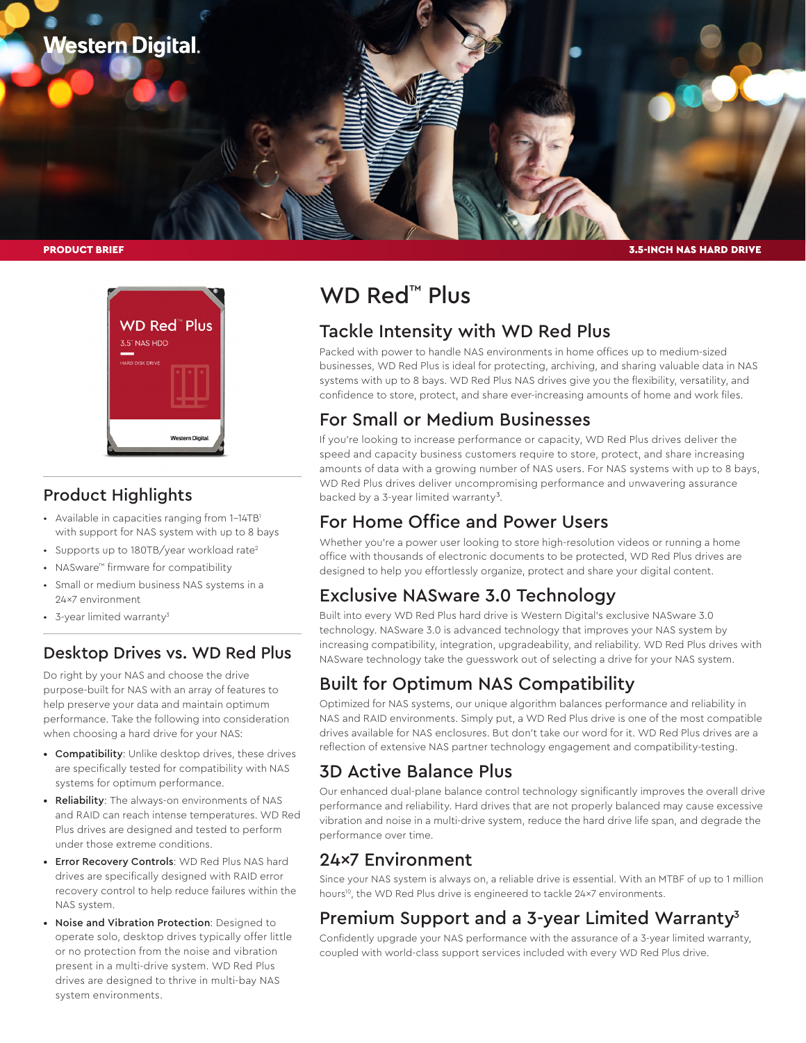Western Digital.

PRODUCT BRIEF

3.5-INCH NAS HARD DRIVE

# WD Red™ Plus

## Tackle Intensity with WD Red Plus

Packed with power to handle NAS environments in home offices up to medium-sized businesses, WD Red Plus is ideal for protecting, archiving, and sharing valuable data in NAS systems with up to 8 bays. WD Red Plus NAS drives give you the flexibility, versatility, and confidence to store, protect, and share ever-increasing amounts of home and work files.

## For Small or Medium Businesses

If you're looking to increase performance or capacity, WD Red Plus drives deliver the speed and capacity business customers require to store, protect, and share increasing amounts of data with a growing number of NAS users. For NAS systems with up to 8 bays, WD Red Plus drives deliver uncompromising performance and unwavering assurance backed by a 3-year limited warranty[3].

## For Home Office and Power Users

Whether you're a power user looking to store high-resolution videos or running a home office with thousands of electronic documents to be protected, WD Red Plus drives are designed to help you effortlessly organize, protect and share your digital content.

## Exclusive NASware 3.0 Technology

Built into every WD Red Plus hard drive is Western Digital's exclusive NASware 3.0 technology. NASware 3.0 is advanced technology that improves your NAS system by increasing compatibility, integration, upgradeability, and reliability. WD Red Plus drives with NASware technology take the guesswork out of selecting a drive for your NAS system.

## Built for Optimum NAS Compatibility

Optimized for NAS systems, our unique algorithm balances performance and reliability in NAS and RAID environments. Simply put, a WD Red Plus drive is one of the most compatible drives available for NAS enclosures. But don't take our word for it. WD Red Plus drives are a reflection of extensive NAS partner technology engagement and compatibility-testing.

## 3D Active Balance Plus

Our enhanced dual-plane balance control technology significantly improves the overall drive performance and reliability. Hard drives that are not properly balanced may cause excessive vibration and noise in a multi-drive system, reduce the hard drive life span, and degrade the performance over time.

## 24×7 Environment

Since your NAS system is always on, a reliable drive is essential. With an MTBF of up to 1 million hours[10], the WD Red Plus drive is engineered to tackle 24×7 environments.

## Premium Support and a 3-year Limited Warranty[3]

Confidently upgrade your NAS performance with the assurance of a 3-year limited warranty, coupled with world-class support services included with every WD Red Plus drive.

## Product Highlights

- Available in capacities ranging from 1–14TB[1] with support for NAS system with up to 8 bays
- Supports up to 180TB/year workload rate[2]
- NASware™ firmware for compatibility
- Small or medium business NAS systems in a 24×7 environment
- 3-year limited warranty[3]

## Desktop Drives vs. WD Red Plus

Do right by your NAS and choose the drive purpose-built for NAS with an array of features to help preserve your data and maintain optimum performance. Take the following into consideration when choosing a hard drive for your NAS:

- **Compatibility**: Unlike desktop drives, these drives are specifically tested for compatibility with NAS systems for optimum performance.
- **Reliability**: The always-on environments of NAS and RAID can reach intense temperatures. WD Red Plus drives are designed and tested to perform under those extreme conditions.
- **Error Recovery Controls**: WD Red Plus NAS hard drives are specifically designed with RAID error recovery control to help reduce failures within the NAS system.
- **Noise and Vibration Protection**: Designed to operate solo, desktop drives typically offer little or no protection from the noise and vibration present in a multi-drive system. WD Red Plus drives are designed to thrive in multi-bay NAS system environments.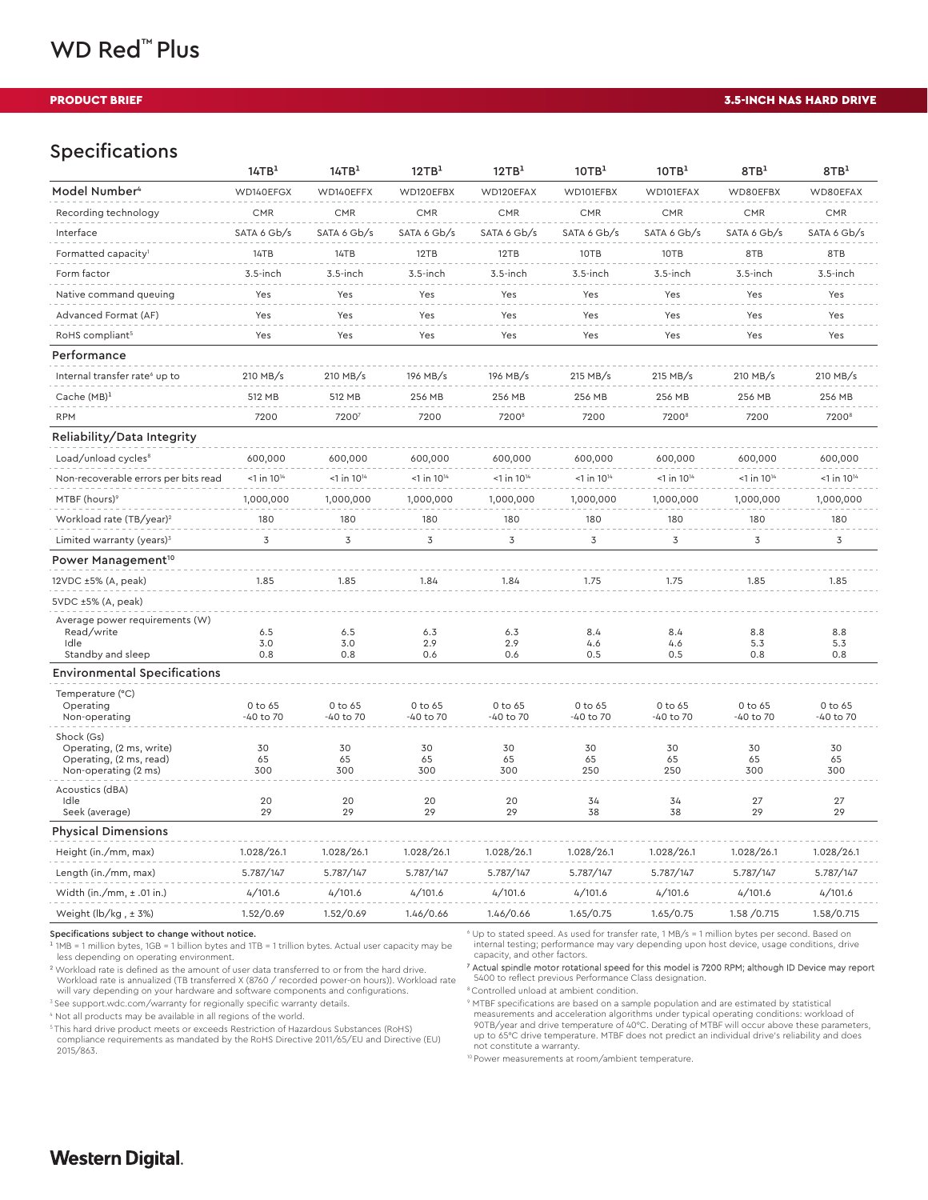# WD Red™ Plus

**PRODUCT BRIEF** — **3.5-INCH NAS HARD DRIVE**

## Specifications

| | 14TB[1] | 14TB[1] | 12TB[1] | 12TB[1] | 10TB[1] | 10TB[1] | 8TB[1] | 8TB[1] |
|---|---|---|---|---|---|---|---|---|
| **Model Number**[4] | WD140EFGX | WD140EFFX | WD120EFBX | WD120EFAX | WD101EFBX | WD101EFAX | WD80EFBX | WD80EFAX |
| Recording technology | CMR | CMR | CMR | CMR | CMR | CMR | CMR | CMR |
| Interface | SATA 6 Gb/s | SATA 6 Gb/s | SATA 6 Gb/s | SATA 6 Gb/s | SATA 6 Gb/s | SATA 6 Gb/s | SATA 6 Gb/s | SATA 6 Gb/s |
| Formatted capacity[1] | 14TB | 14TB | 12TB | 12TB | 10TB | 10TB | 8TB | 8TB |
| Form factor | 3.5-inch | 3.5-inch | 3.5-inch | 3.5-inch | 3.5-inch | 3.5-inch | 3.5-inch | 3.5-inch |
| Native command queuing | Yes | Yes | Yes | Yes | Yes | Yes | Yes | Yes |
| Advanced Format (AF) | Yes | Yes | Yes | Yes | Yes | Yes | Yes | Yes |
| RoHS compliant[5] | Yes | Yes | Yes | Yes | Yes | Yes | Yes | Yes |
| **Performance** | | | | | | | | |
| Internal transfer rate[6] up to | 210 MB/s | 210 MB/s | 196 MB/s | 196 MB/s | 215 MB/s | 215 MB/s | 210 MB/s | 210 MB/s |
| Cache (MB)[1] | 512 MB | 512 MB | 256 MB | 256 MB | 256 MB | 256 MB | 256 MB | 256 MB |
| RPM | 7200 | 7200[7] | 7200 | 7200[8] | 7200 | 7200[8] | 7200 | 7200[8] |
| **Reliability/Data Integrity** | | | | | | | | |
| Load/unload cycles[8] | 600,000 | 600,000 | 600,000 | 600,000 | 600,000 | 600,000 | 600,000 | 600,000 |
| Non-recoverable errors per bits read | <1 in $10^{14}$ | <1 in $10^{14}$ | <1 in $10^{14}$ | <1 in $10^{14}$ | <1 in $10^{14}$ | <1 in $10^{14}$ | <1 in $10^{14}$ | <1 in $10^{14}$ |
| MTBF (hours)[9] | 1,000,000 | 1,000,000 | 1,000,000 | 1,000,000 | 1,000,000 | 1,000,000 | 1,000,000 | 1,000,000 |
| Workload rate (TB/year)[2] | 180 | 180 | 180 | 180 | 180 | 180 | 180 | 180 |
| Limited warranty (years)[3] | 3 | 3 | 3 | 3 | 3 | 3 | 3 | 3 |
| **Power Management**[10] | | | | | | | | |
| 12VDC ±5% (A, peak) | 1.85 | 1.85 | 1.84 | 1.84 | 1.75 | 1.75 | 1.85 | 1.85 |
| 5VDC ±5% (A, peak) | | | | | | | | |
| Average power requirements (W) | | | | | | | | |
| Read/write | 6.5 | 6.5 | 6.3 | 6.3 | 8.4 | 8.4 | 8.8 | 8.8 |
| Idle | 3.0 | 3.0 | 2.9 | 2.9 | 4.6 | 4.6 | 5.3 | 5.3 |
| Standby and sleep | 0.8 | 0.8 | 0.6 | 0.6 | 0.5 | 0.5 | 0.8 | 0.8 |
| **Environmental Specifications** | | | | | | | | |
| Temperature (°C) | | | | | | | | |
| Operating | 0 to 65 | 0 to 65 | 0 to 65 | 0 to 65 | 0 to 65 | 0 to 65 | 0 to 65 | 0 to 65 |
| Non-operating | -40 to 70 | -40 to 70 | -40 to 70 | -40 to 70 | -40 to 70 | -40 to 70 | -40 to 70 | -40 to 70 |
| Shock (Gs) | | | | | | | | |
| Operating, (2 ms, write) | 30 | 30 | 30 | 30 | 30 | 30 | 30 | 30 |
| Operating, (2 ms, read) | 65 | 65 | 65 | 65 | 65 | 65 | 65 | 65 |
| Non-operating (2 ms) | 300 | 300 | 300 | 300 | 250 | 250 | 300 | 300 |
| Acoustics (dBA) | | | | | | | | |
| Idle | 20 | 20 | 20 | 20 | 34 | 34 | 27 | 27 |
| Seek (average) | 29 | 29 | 29 | 29 | 38 | 38 | 29 | 29 |
| **Physical Dimensions** | | | | | | | | |
| Height (in./mm, max) | 1.028/26.1 | 1.028/26.1 | 1.028/26.1 | 1.028/26.1 | 1.028/26.1 | 1.028/26.1 | 1.028/26.1 | 1.028/26.1 |
| Length (in./mm, max) | 5.787/147 | 5.787/147 | 5.787/147 | 5.787/147 | 5.787/147 | 5.787/147 | 5.787/147 | 5.787/147 |
| Width (in./mm, ± .01 in.) | 4/101.6 | 4/101.6 | 4/101.6 | 4/101.6 | 4/101.6 | 4/101.6 | 4/101.6 | 4/101.6 |
| Weight (lb/kg , ± 3%) | 1.52/0.69 | 1.52/0.69 | 1.46/0.66 | 1.46/0.66 | 1.65/0.75 | 1.65/0.75 | 1.58 /0.715 | 1.58/0.715 |

**Specifications subject to change without notice.**

[1] 1MB = 1 million bytes, 1GB = 1 billion bytes and 1TB = 1 trillion bytes. Actual user capacity may be less depending on operating environment.

[2] Workload rate is defined as the amount of user data transferred to or from the hard drive. Workload rate is annualized (TB transferred X (8760 / recorded power-on hours)). Workload rate will vary depending on your hardware and software components and configurations.

[3] See support.wdc.com/warranty for regionally specific warranty details.

[4] Not all products may be available in all regions of the world.

[5] This hard drive product meets or exceeds Restriction of Hazardous Substances (RoHS) compliance requirements as mandated by the RoHS Directive 2011/65/EU and Directive (EU) 2015/863.

[6] Up to stated speed. As used for transfer rate, 1 MB/s = 1 million bytes per second. Based on internal testing; performance may vary depending upon host device, usage conditions, drive capacity, and other factors.

[7] Actual spindle motor rotational speed for this model is 7200 RPM; although ID Device may report 5400 to reflect previous Performance Class designation.

[8] Controlled unload at ambient condition.

[9] MTBF specifications are based on a sample population and are estimated by statistical measurements and acceleration algorithms under typical operating conditions: workload of 90TB/year and drive temperature of 40°C. Derating of MTBF will occur above these parameters, up to 65°C drive temperature. MTBF does not predict an individual drive's reliability and does not constitute a warranty.

[10] Power measurements at room/ambient temperature.

Western Digital.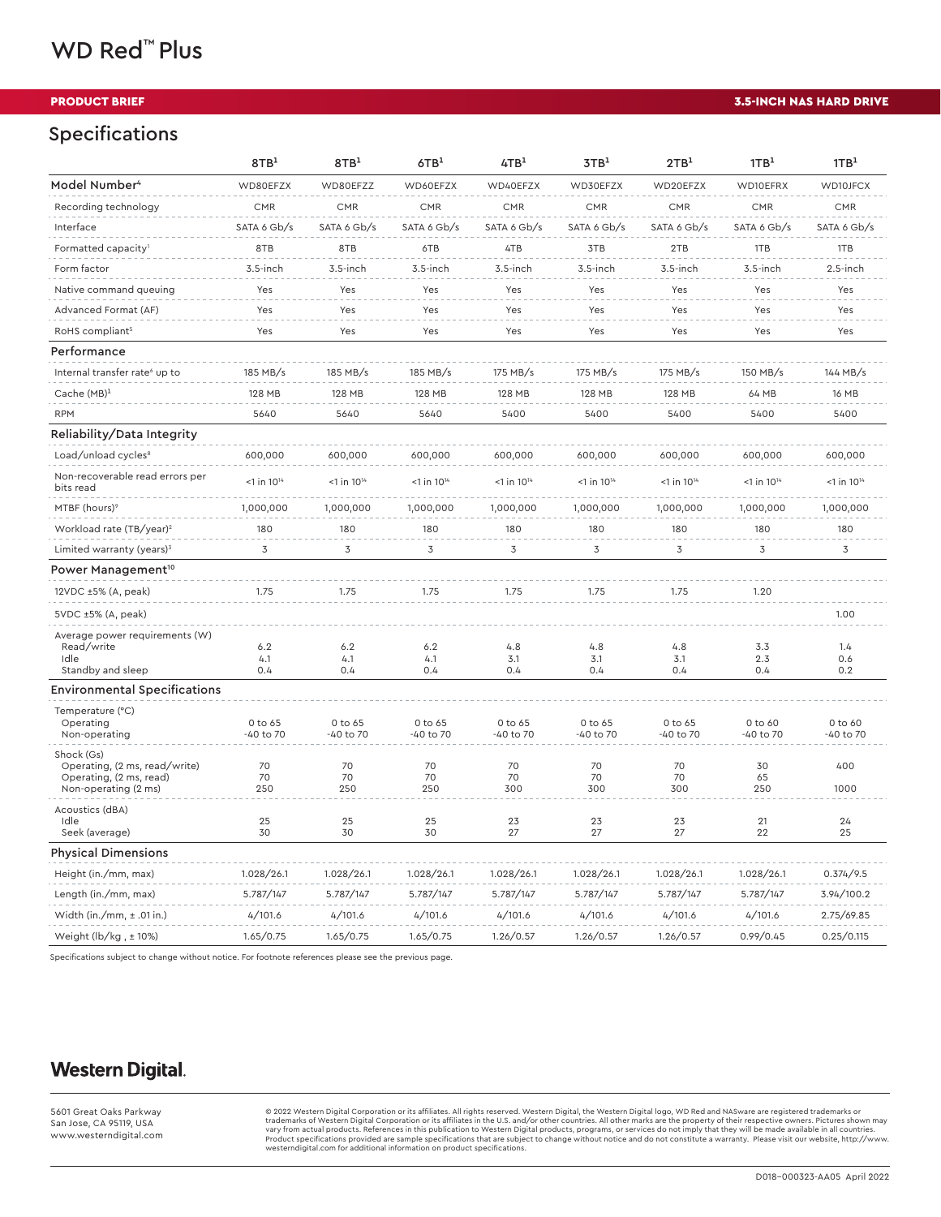# WD Red™ Plus

**PRODUCT BRIEF** — **3.5-INCH NAS HARD DRIVE**

## Specifications

| | 8TB[1] | 8TB[1] | 6TB[1] | 4TB[1] | 3TB[1] | 2TB[1] | 1TB[1] | 1TB[1] |
|---|---|---|---|---|---|---|---|---|
| **Model Number**[4] | WD80EFZX | WD80EFZZ | WD60EFZX | WD40EFZX | WD30EFZX | WD20EFZX | WD10EFRX | WD10JFCX |
| Recording technology | CMR | CMR | CMR | CMR | CMR | CMR | CMR | CMR |
| Interface | SATA 6 Gb/s | SATA 6 Gb/s | SATA 6 Gb/s | SATA 6 Gb/s | SATA 6 Gb/s | SATA 6 Gb/s | SATA 6 Gb/s | SATA 6 Gb/s |
| Formatted capacity[1] | 8TB | 8TB | 6TB | 4TB | 3TB | 2TB | 1TB | 1TB |
| Form factor | 3.5-inch | 3.5-inch | 3.5-inch | 3.5-inch | 3.5-inch | 3.5-inch | 3.5-inch | 2.5-inch |
| Native command queuing | Yes | Yes | Yes | Yes | Yes | Yes | Yes | Yes |
| Advanced Format (AF) | Yes | Yes | Yes | Yes | Yes | Yes | Yes | Yes |
| RoHS compliant[5] | Yes | Yes | Yes | Yes | Yes | Yes | Yes | Yes |
| **Performance** | | | | | | | | |
| Internal transfer rate[6] up to | 185 MB/s | 185 MB/s | 185 MB/s | 175 MB/s | 175 MB/s | 175 MB/s | 150 MB/s | 144 MB/s |
| Cache (MB)[1] | 128 MB | 128 MB | 128 MB | 128 MB | 128 MB | 128 MB | 64 MB | 16 MB |
| RPM | 5640 | 5640 | 5640 | 5400 | 5400 | 5400 | 5400 | 5400 |
| **Reliability/Data Integrity** | | | | | | | | |
| Load/unload cycles[8] | 600,000 | 600,000 | 600,000 | 600,000 | 600,000 | 600,000 | 600,000 | 600,000 |
| Non-recoverable read errors per bits read | <1 in $10^{14}$ | <1 in $10^{14}$ | <1 in $10^{14}$ | <1 in $10^{14}$ | <1 in $10^{14}$ | <1 in $10^{14}$ | <1 in $10^{14}$ | <1 in $10^{14}$ |
| MTBF (hours)[9] | 1,000,000 | 1,000,000 | 1,000,000 | 1,000,000 | 1,000,000 | 1,000,000 | 1,000,000 | 1,000,000 |
| Workload rate (TB/year)[2] | 180 | 180 | 180 | 180 | 180 | 180 | 180 | 180 |
| Limited warranty (years)[3] | 3 | 3 | 3 | 3 | 3 | 3 | 3 | 3 |
| **Power Management**[10] | | | | | | | | |
| 12VDC ±5% (A, peak) | 1.75 | 1.75 | 1.75 | 1.75 | 1.75 | 1.75 | 1.20 | |
| 5VDC ±5% (A, peak) | | | | | | | | 1.00 |
| Average power requirements (W) | | | | | | | | |
| Read/write | 6.2 | 6.2 | 6.2 | 4.8 | 4.8 | 4.8 | 3.3 | 1.4 |
| Idle | 4.1 | 4.1 | 4.1 | 3.1 | 3.1 | 3.1 | 2.3 | 0.6 |
| Standby and sleep | 0.4 | 0.4 | 0.4 | 0.4 | 0.4 | 0.4 | 0.4 | 0.2 |
| **Environmental Specifications** | | | | | | | | |
| Temperature (°C) | | | | | | | | |
| Operating | 0 to 65 | 0 to 65 | 0 to 65 | 0 to 65 | 0 to 65 | 0 to 65 | 0 to 60 | 0 to 60 |
| Non-operating | -40 to 70 | -40 to 70 | -40 to 70 | -40 to 70 | -40 to 70 | -40 to 70 | -40 to 70 | -40 to 70 |
| Shock (Gs) | | | | | | | | |
| Operating, (2 ms, read/write) | 70 | 70 | 70 | 70 | 70 | 70 | 30 | 400 |
| Operating, (2 ms, read) | 70 | 70 | 70 | 70 | 70 | 70 | 65 | |
| Non-operating (2 ms) | 250 | 250 | 250 | 300 | 300 | 300 | 250 | 1000 |
| Acoustics (dBA) | | | | | | | | |
| Idle | 25 | 25 | 25 | 23 | 23 | 23 | 21 | 24 |
| Seek (average) | 30 | 30 | 30 | 27 | 27 | 27 | 22 | 25 |
| **Physical Dimensions** | | | | | | | | |
| Height (in./mm, max) | 1.028/26.1 | 1.028/26.1 | 1.028/26.1 | 1.028/26.1 | 1.028/26.1 | 1.028/26.1 | 1.028/26.1 | 0.374/9.5 |
| Length (in./mm, max) | 5.787/147 | 5.787/147 | 5.787/147 | 5.787/147 | 5.787/147 | 5.787/147 | 5.787/147 | 3.94/100.2 |
| Width (in./mm, ± .01 in.) | 4/101.6 | 4/101.6 | 4/101.6 | 4/101.6 | 4/101.6 | 4/101.6 | 4/101.6 | 2.75/69.85 |
| Weight (lb/kg , ± 10%) | 1.65/0.75 | 1.65/0.75 | 1.65/0.75 | 1.26/0.57 | 1.26/0.57 | 1.26/0.57 | 0.99/0.45 | 0.25/0.115 |

Specifications subject to change without notice. For footnote references please see the previous page.

**Western Digital.**

5601 Great Oaks Parkway
San Jose, CA 95119, USA
www.westerndigital.com

© 2022 Western Digital Corporation or its affiliates. All rights reserved. Western Digital, the Western Digital logo, WD Red and NASware are registered trademarks or trademarks of Western Digital Corporation or its affiliates in the U.S. and/or other countries. All other marks are the property of their respective owners. Pictures shown may vary from actual products. References in this publication to Western Digital products, programs, or services do not imply that they will be made available in all countries. Product specifications provided are sample specifications that are subject to change without notice and do not constitute a warranty. Please visit our website, http://www.westerndigital.com for additional information on product specifications.

D018-000323-AA05 April 2022